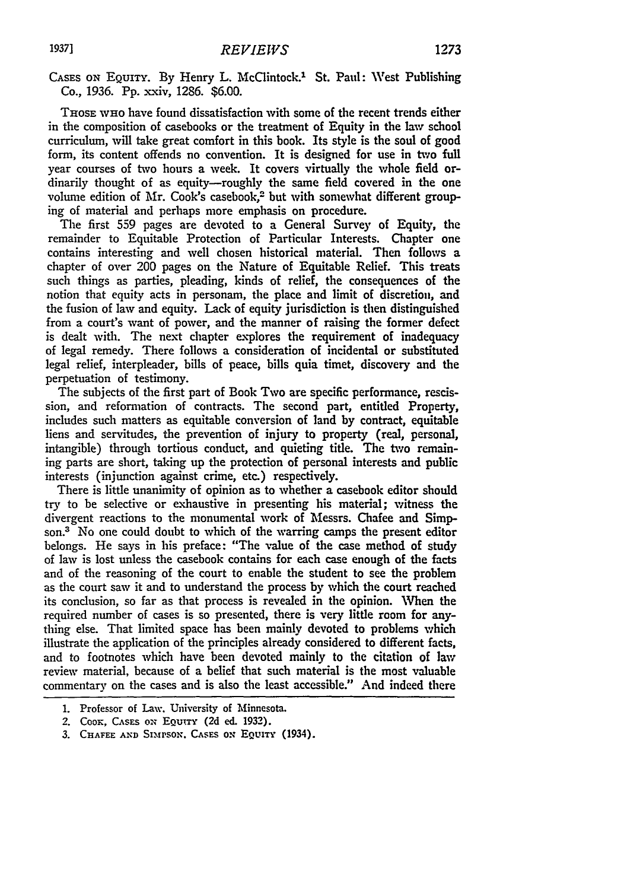CASES ON EQUITY. By Henry L. McClintock.[1] St. Paul: West Publishing Co., 1936. Pp. xxiv, 1286. $6.00.

THOSE WHO have found dissatisfaction with some of the recent trends either in the composition of casebooks or the treatment of Equity in the law school curriculum, will take great comfort in this book. Its style is the soul of good form, its content offends no convention. It is designed for use in two full year courses of two hours a week. It covers virtually the whole field ordinarily thought of as equity—roughly the same field covered in the one volume edition of Mr. Cook's casebook,[2] but with somewhat different grouping of material and perhaps more emphasis on procedure.

The first 559 pages are devoted to a General Survey of Equity, the remainder to Equitable Protection of Particular Interests. Chapter one contains interesting and well chosen historical material. Then follows a chapter of over 200 pages on the Nature of Equitable Relief. This treats such things as parties, pleading, kinds of relief, the consequences of the notion that equity acts in personam, the place and limit of discretion, and the fusion of law and equity. Lack of equity jurisdiction is then distinguished from a court's want of power, and the manner of raising the former defect is dealt with. The next chapter explores the requirement of inadequacy of legal remedy. There follows a consideration of incidental or substituted legal relief, interpleader, bills of peace, bills quia timet, discovery and the perpetuation of testimony.

The subjects of the first part of Book Two are specific performance, rescission, and reformation of contracts. The second part, entitled Property, includes such matters as equitable conversion of land by contract, equitable liens and servitudes, the prevention of injury to property (real, personal, intangible) through tortious conduct, and quieting title. The two remaining parts are short, taking up the protection of personal interests and public interests (injunction against crime, etc.) respectively.

There is little unanimity of opinion as to whether a casebook editor should try to be selective or exhaustive in presenting his material; witness the divergent reactions to the monumental work of Messrs. Chafee and Simpson.[3] No one could doubt to which of the warring camps the present editor belongs. He says in his preface: "The value of the case method of study of law is lost unless the casebook contains for each case enough of the facts and of the reasoning of the court to enable the student to see the problem as the court saw it and to understand the process by which the court reached its conclusion, so far as that process is revealed in the opinion. When the required number of cases is so presented, there is very little room for anything else. That limited space has been mainly devoted to problems which illustrate the application of the principles already considered to different facts, and to footnotes which have been devoted mainly to the citation of law review material, because of a belief that such material is the most valuable commentary on the cases and is also the least accessible." And indeed there

---

1. Professor of Law, University of Minnesota.
2. COOK, CASES ON EQUITY (2d ed. 1932).
3. CHAFEE AND SIMPSON, CASES ON EQUITY (1934).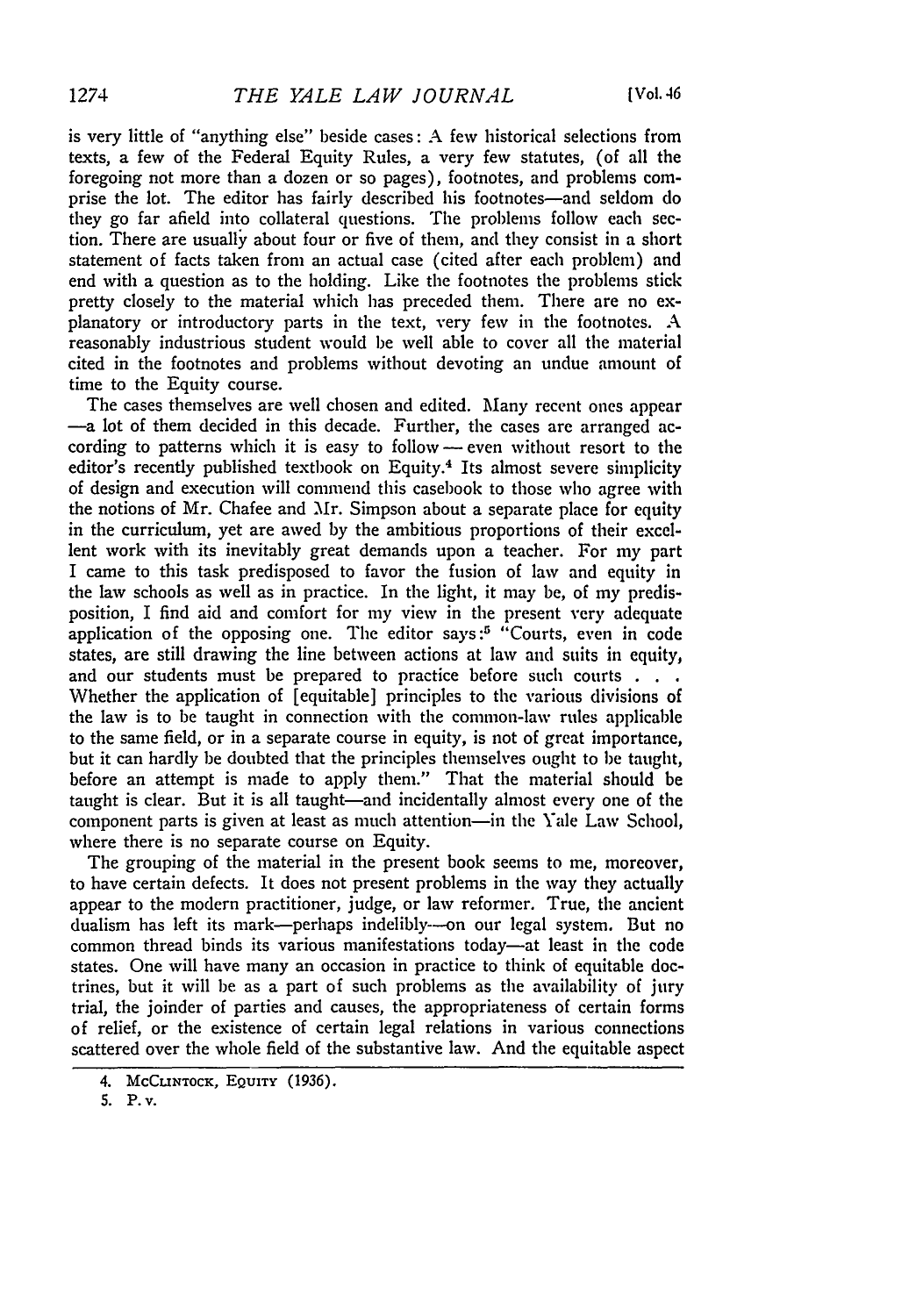is very little of "anything else" beside cases: A few historical selections from texts, a few of the Federal Equity Rules, a very few statutes, (of all the foregoing not more than a dozen or so pages), footnotes, and problems comprise the lot. The editor has fairly described his footnotes—and seldom do they go far afield into collateral questions. The problems follow each section. There are usually about four or five of them, and they consist in a short statement of facts taken from an actual case (cited after each problem) and end with a question as to the holding. Like the footnotes the problems stick pretty closely to the material which has preceded them. There are no explanatory or introductory parts in the text, very few in the footnotes. A reasonably industrious student would be well able to cover all the material cited in the footnotes and problems without devoting an undue amount of time to the Equity course.

The cases themselves are well chosen and edited. Many recent ones appear —a lot of them decided in this decade. Further, the cases are arranged according to patterns which it is easy to follow — even without resort to the editor's recently published textbook on Equity.[4] Its almost severe simplicity of design and execution will commend this casebook to those who agree with the notions of Mr. Chafee and Mr. Simpson about a separate place for equity in the curriculum, yet are awed by the ambitious proportions of their excellent work with its inevitably great demands upon a teacher. For my part I came to this task predisposed to favor the fusion of law and equity in the law schools as well as in practice. In the light, it may be, of my predisposition, I find aid and comfort for my view in the present very adequate application of the opposing one. The editor says:[5] "Courts, even in code states, are still drawing the line between actions at law and suits in equity, and our students must be prepared to practice before such courts . . . Whether the application of [equitable] principles to the various divisions of the law is to be taught in connection with the common-law rules applicable to the same field, or in a separate course in equity, is not of great importance, but it can hardly be doubted that the principles themselves ought to be taught, before an attempt is made to apply them." That the material should be taught is clear. But it is all taught—and incidentally almost every one of the component parts is given at least as much attention—in the Yale Law School, where there is no separate course on Equity.

The grouping of the material in the present book seems to me, moreover, to have certain defects. It does not present problems in the way they actually appear to the modern practitioner, judge, or law reformer. True, the ancient dualism has left its mark—perhaps indelibly—on our legal system. But no common thread binds its various manifestations today—at least in the code states. One will have many an occasion in practice to think of equitable doctrines, but it will be as a part of such problems as the availability of jury trial, the joinder of parties and causes, the appropriateness of certain forms of relief, or the existence of certain legal relations in various connections scattered over the whole field of the substantive law. And the equitable aspect

4. McClintock, Equity (1936).

5. P. v.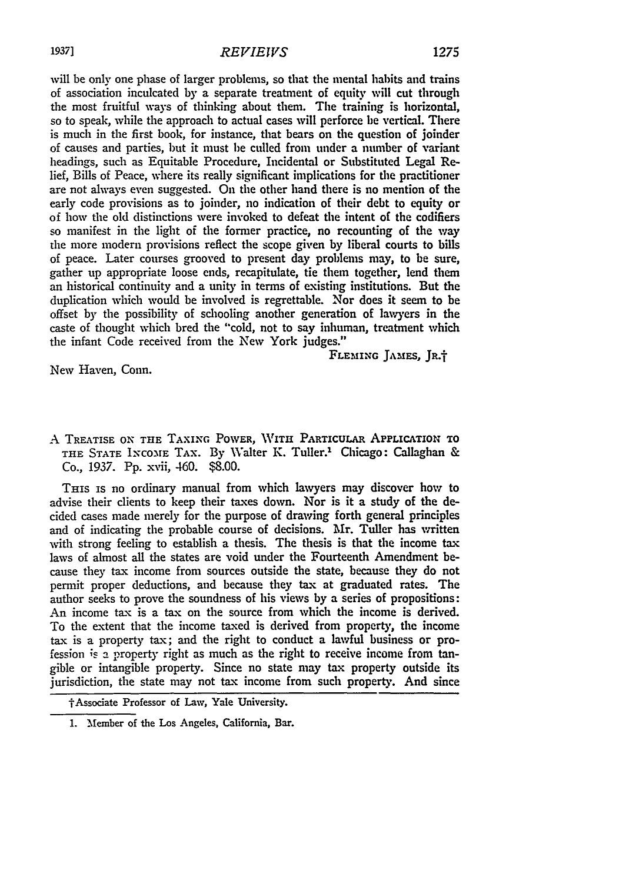will be only one phase of larger problems, so that the mental habits and trains of association inculcated by a separate treatment of equity will cut through the most fruitful ways of thinking about them. The training is horizontal, so to speak, while the approach to actual cases will perforce be vertical. There is much in the first book, for instance, that bears on the question of joinder of causes and parties, but it must be culled from under a number of variant headings, such as Equitable Procedure, Incidental or Substituted Legal Relief, Bills of Peace, where its really significant implications for the practitioner are not always even suggested. On the other hand there is no mention of the early code provisions as to joinder, no indication of their debt to equity or of how the old distinctions were invoked to defeat the intent of the codifiers so manifest in the light of the former practice, no recounting of the way the more modern provisions reflect the scope given by liberal courts to bills of peace. Later courses grooved to present day problems may, to be sure, gather up appropriate loose ends, recapitulate, tie them together, lend them an historical continuity and a unity in terms of existing institutions. But the duplication which would be involved is regrettable. Nor does it seem to be offset by the possibility of schooling another generation of lawyers in the caste of thought which bred the "cold, not to say inhuman, treatment which the infant Code received from the New York judges."

FLEMING JAMES, JR.†

New Haven, Conn.

A TREATISE ON THE TAXING POWER, WITH PARTICULAR APPLICATION TO THE STATE INCOME TAX. By Walter K. Tuller.[1] Chicago: Callaghan & Co., 1937. Pp. xvii, 460. $8.00.

THIS IS no ordinary manual from which lawyers may discover how to advise their clients to keep their taxes down. Nor is it a study of the decided cases made merely for the purpose of drawing forth general principles and of indicating the probable course of decisions. Mr. Tuller has written with strong feeling to establish a thesis. The thesis is that the income tax laws of almost all the states are void under the Fourteenth Amendment because they tax income from sources outside the state, because they do not permit proper deductions, and because they tax at graduated rates. The author seeks to prove the soundness of his views by a series of propositions: An income tax is a tax on the source from which the income is derived. To the extent that the income taxed is derived from property, the income tax is a property tax; and the right to conduct a lawful business or profession is a property right as much as the right to receive income from tangible or intangible property. Since no state may tax property outside its jurisdiction, the state may not tax income from such property. And since

†Associate Professor of Law, Yale University.

1. Member of the Los Angeles, California, Bar.